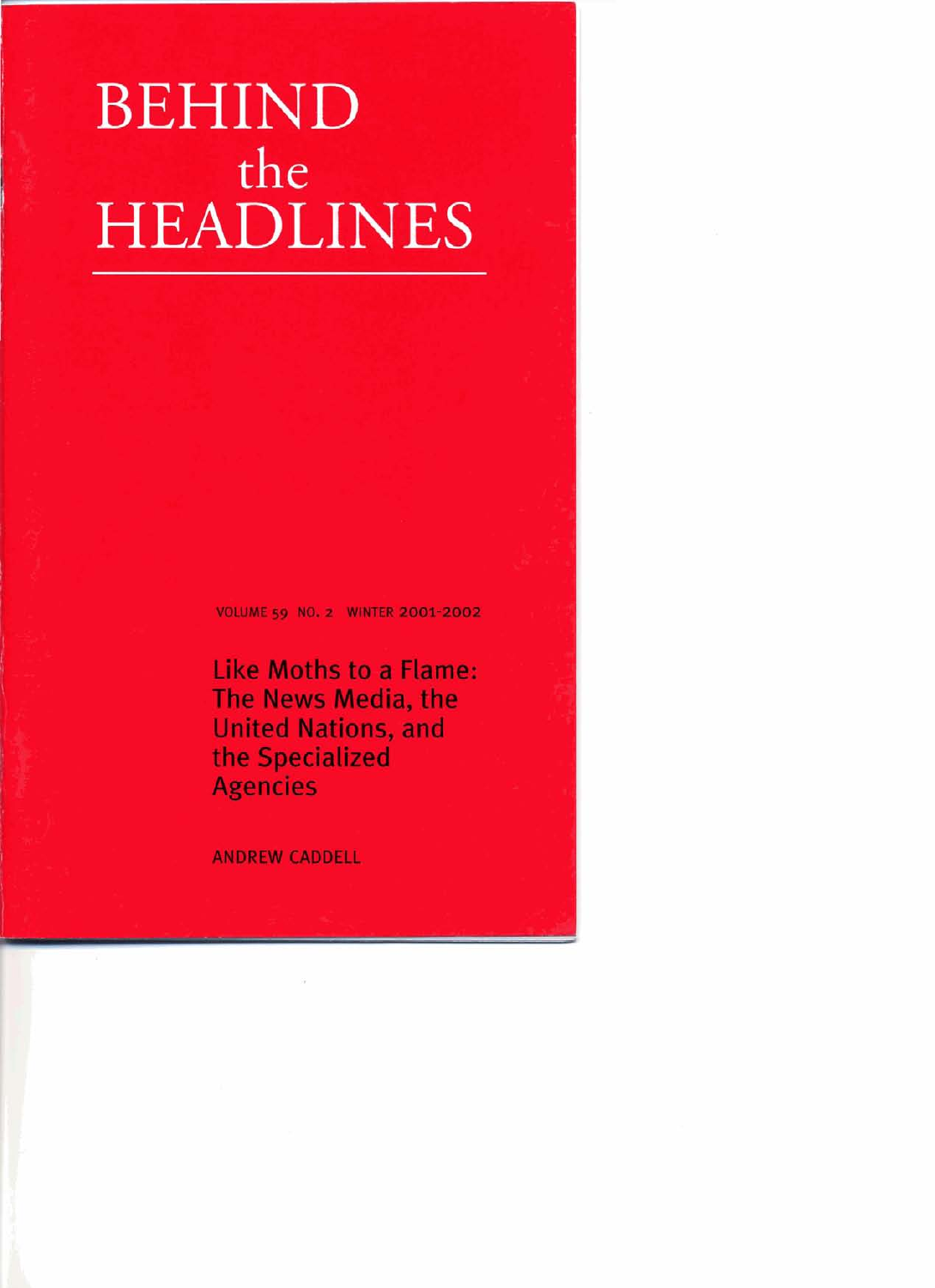# BEHIND the HEADLINES

VOLUME 59 NO. 2 WINTER 2001-2002

## Like Moths to a Flame: The News Media, the United Nations, and the Specialized Agencies

ANDREW CADDELL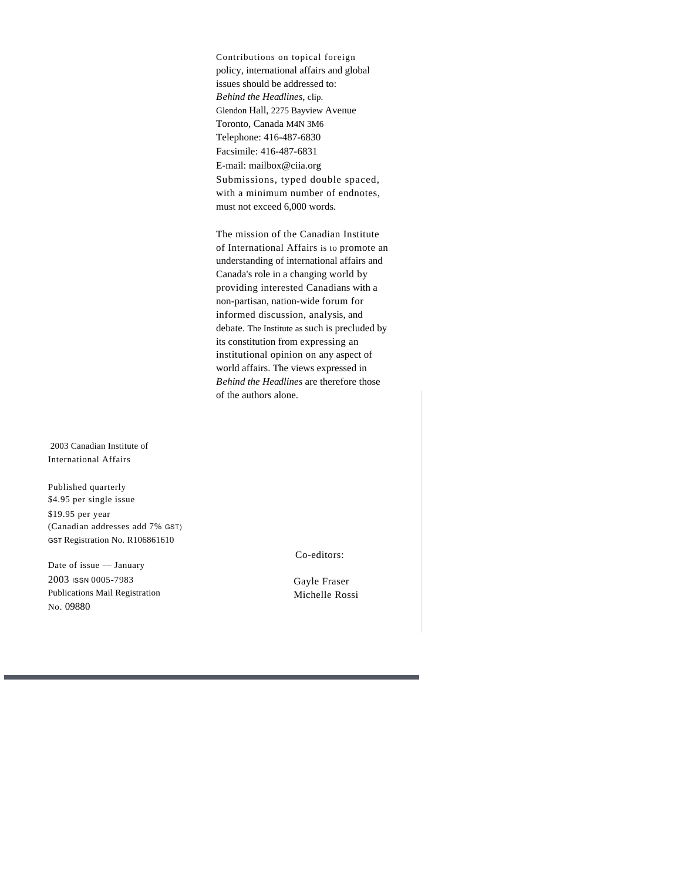Contributions on topical foreign policy, international affairs and global issues should be addressed to:
*Behind the Headlines*, clip.
Glendon Hall, 2275 Bayview Avenue
Toronto, Canada M4N 3M6
Telephone: 416-487-6830
Facsimile: 416-487-6831
E-mail: mailbox@ciia.org
Submissions, typed double spaced, with a minimum number of endnotes, must not exceed 6,000 words.

The mission of the Canadian Institute of International Affairs is to promote an understanding of international affairs and Canada's role in a changing world by providing interested Canadians with a non-partisan, nation-wide forum for informed discussion, analysis, and debate. The Institute as such is precluded by its constitution from expressing an institutional opinion on any aspect of world affairs. The views expressed in *Behind the Headlines* are therefore those of the authors alone.

2003 Canadian Institute of International Affairs

Published quarterly
$4.95 per single issue
$19.95 per year
(Canadian addresses add 7% GST)
GST Registration No. R106861610

Date of issue — January 2003 ISSN 0005-7983
Publications Mail Registration No. 09880

Co-editors:

Gayle Fraser
Michelle Rossi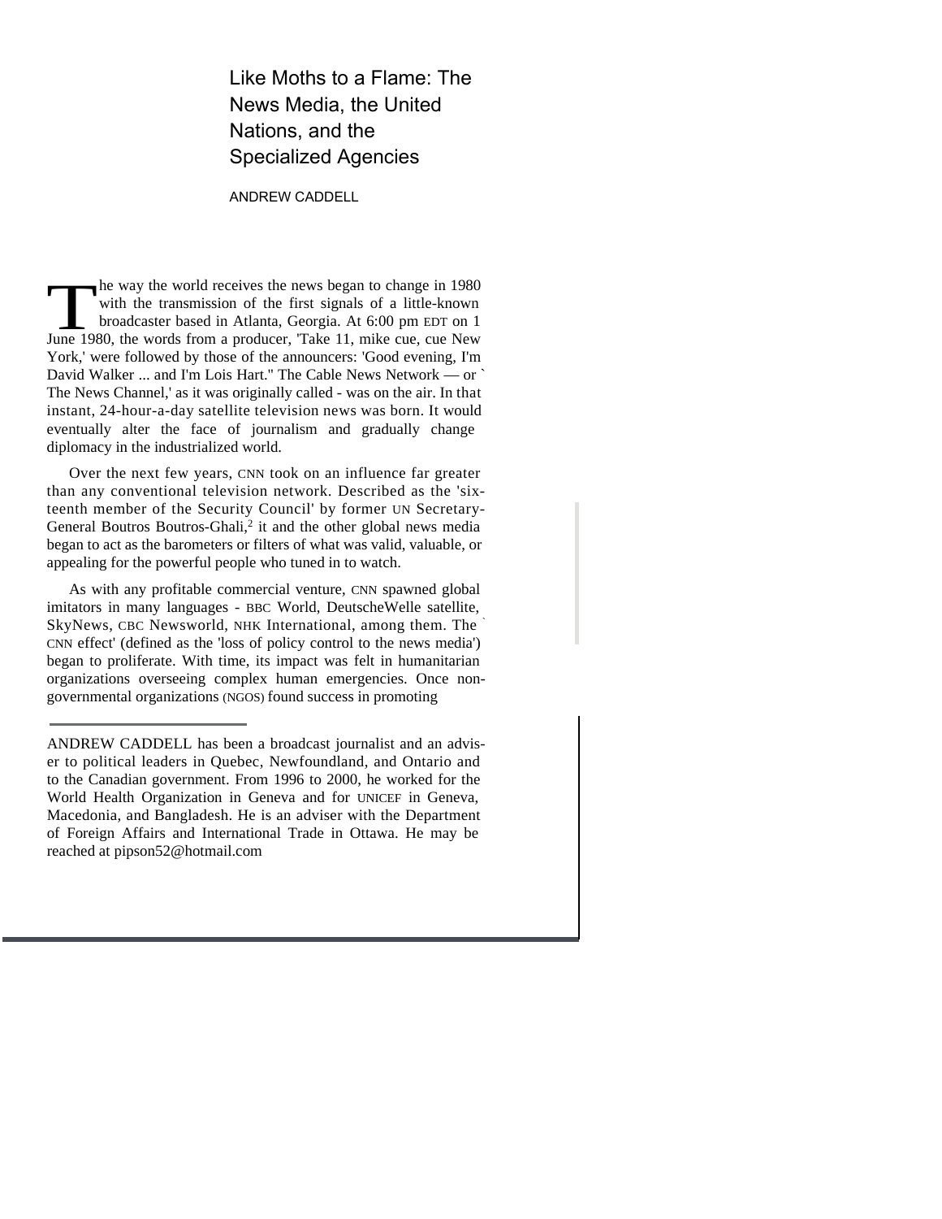# Like Moths to a Flame: The News Media, the United Nations, and the Specialized Agencies

ANDREW CADDELL

The way the world receives the news began to change in 1980 with the transmission of the first signals of a little-known broadcaster based in Atlanta, Georgia. At 6:00 pm EDT on 1 June 1980, the words from a producer, 'Take 11, mike cue, cue New York,' were followed by those of the announcers: 'Good evening, I'm David Walker ... and I'm Lois Hart." The Cable News Network — or ` The News Channel,' as it was originally called - was on the air. In that instant, 24-hour-a-day satellite television news was born. It would eventually alter the face of journalism and gradually change diplomacy in the industrialized world.

Over the next few years, CNN took on an influence far greater than any conventional television network. Described as the 'sixteenth member of the Security Council' by former UN Secretary-General Boutros Boutros-Ghali,[2] it and the other global news media began to act as the barometers or filters of what was valid, valuable, or appealing for the powerful people who tuned in to watch.

As with any profitable commercial venture, CNN spawned global imitators in many languages - BBC World, DeutscheWelle satellite, SkyNews, CBC Newsworld, NHK International, among them. The ` CNN effect' (defined as the 'loss of policy control to the news media') began to proliferate. With time, its impact was felt in humanitarian organizations overseeing complex human emergencies. Once non-governmental organizations (NGOS) found success in promoting

---

ANDREW CADDELL has been a broadcast journalist and an adviser to political leaders in Quebec, Newfoundland, and Ontario and to the Canadian government. From 1996 to 2000, he worked for the World Health Organization in Geneva and for UNICEF in Geneva, Macedonia, and Bangladesh. He is an adviser with the Department of Foreign Affairs and International Trade in Ottawa. He may be reached at pipson52@hotmail.com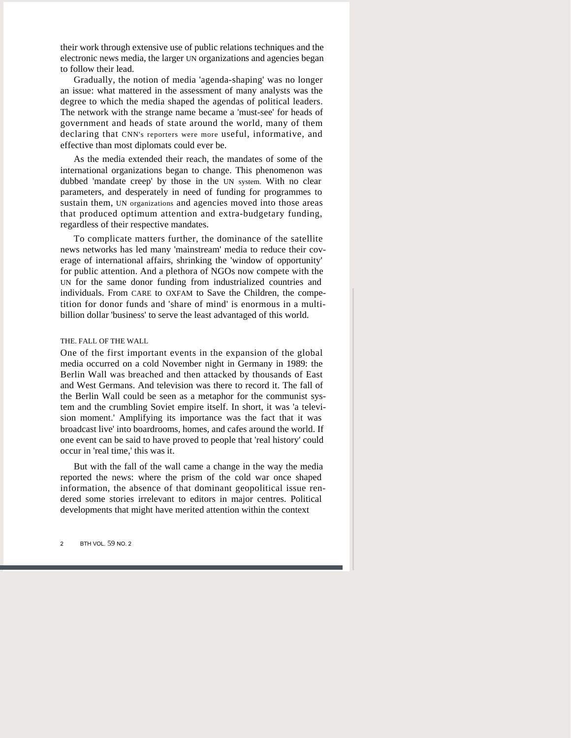their work through extensive use of public relations techniques and the electronic news media, the larger UN organizations and agencies began to follow their lead.

Gradually, the notion of media 'agenda-shaping' was no longer an issue: what mattered in the assessment of many analysts was the degree to which the media shaped the agendas of political leaders. The network with the strange name became a 'must-see' for heads of government and heads of state around the world, many of them declaring that CNN's reporters were more useful, informative, and effective than most diplomats could ever be.

As the media extended their reach, the mandates of some of the international organizations began to change. This phenomenon was dubbed 'mandate creep' by those in the UN system. With no clear parameters, and desperately in need of funding for programmes to sustain them, UN organizations and agencies moved into those areas that produced optimum attention and extra-budgetary funding, regardless of their respective mandates.

To complicate matters further, the dominance of the satellite news networks has led many 'mainstream' media to reduce their coverage of international affairs, shrinking the 'window of opportunity' for public attention. And a plethora of NGOs now compete with the UN for the same donor funding from industrialized countries and individuals. From CARE to OXFAM to Save the Children, the competition for donor funds and 'share of mind' is enormous in a multi-billion dollar 'business' to serve the least advantaged of this world.

## THE. FALL OF THE WALL

One of the first important events in the expansion of the global media occurred on a cold November night in Germany in 1989: the Berlin Wall was breached and then attacked by thousands of East and West Germans. And television was there to record it. The fall of the Berlin Wall could be seen as a metaphor for the communist system and the crumbling Soviet empire itself. In short, it was 'a television moment.' Amplifying its importance was the fact that it was broadcast live' into boardrooms, homes, and cafes around the world. If one event can be said to have proved to people that 'real history' could occur in 'real time,' this was it.

But with the fall of the wall came a change in the way the media reported the news: where the prism of the cold war once shaped information, the absence of that dominant geopolitical issue rendered some stories irrelevant to editors in major centres. Political developments that might have merited attention within the context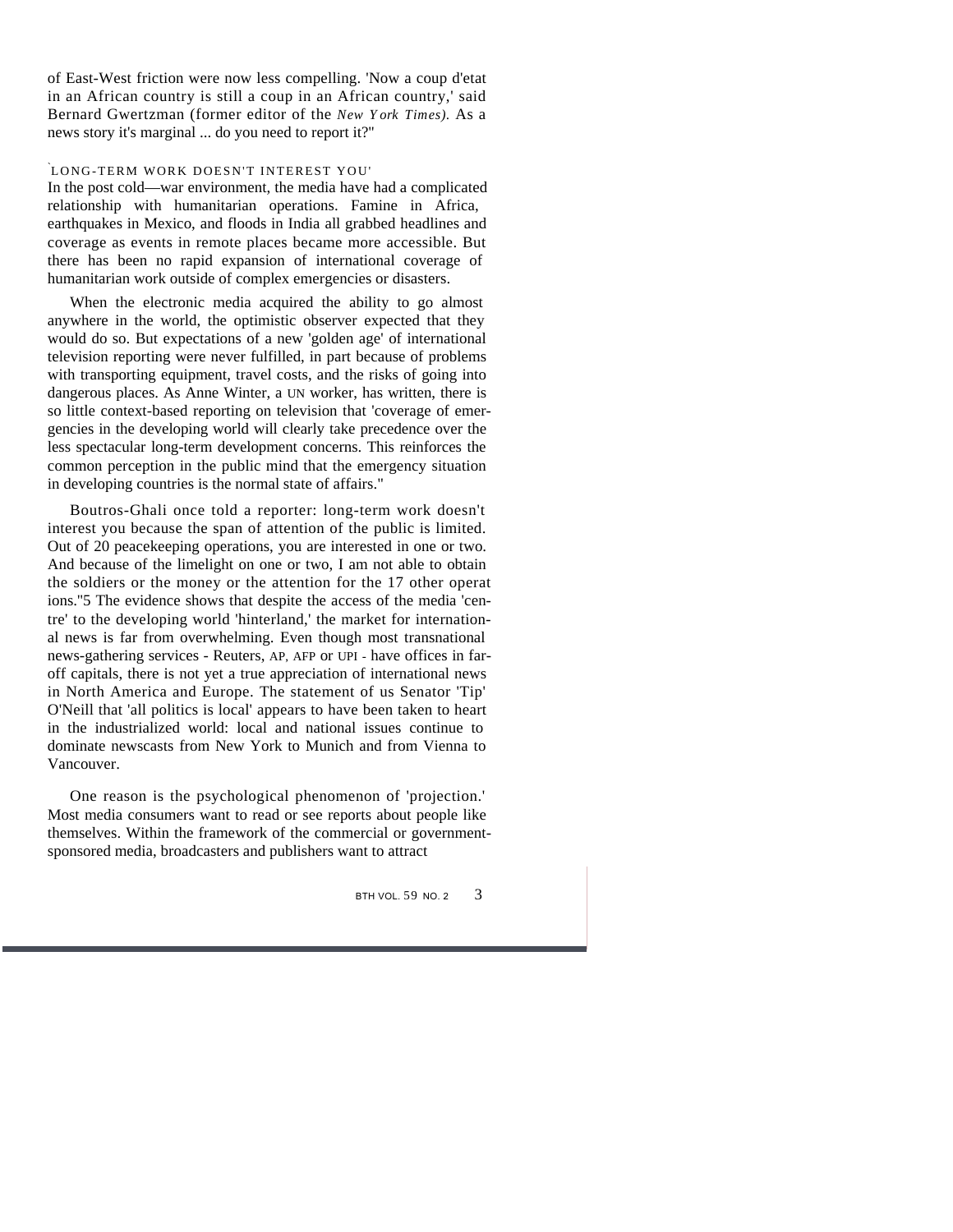of East-West friction were now less compelling. 'Now a coup d'etat in an African country is still a coup in an African country,' said Bernard Gwertzman (former editor of the *New York Times).* As a news story it's marginal ... do you need to report it?"

## 'LONG-TERM WORK DOESN'T INTEREST YOU'

In the post cold—war environment, the media have had a complicated relationship with humanitarian operations. Famine in Africa, earthquakes in Mexico, and floods in India all grabbed headlines and coverage as events in remote places became more accessible. But there has been no rapid expansion of international coverage of humanitarian work outside of complex emergencies or disasters.

When the electronic media acquired the ability to go almost anywhere in the world, the optimistic observer expected that they would do so. But expectations of a new 'golden age' of international television reporting were never fulfilled, in part because of problems with transporting equipment, travel costs, and the risks of going into dangerous places. As Anne Winter, a UN worker, has written, there is so little context-based reporting on television that 'coverage of emergencies in the developing world will clearly take precedence over the less spectacular long-term development concerns. This reinforces the common perception in the public mind that the emergency situation in developing countries is the normal state of affairs."

Boutros-Ghali once told a reporter: long-term work doesn't interest you because the span of attention of the public is limited. Out of 20 peacekeeping operations, you are interested in one or two. And because of the limelight on one or two, I am not able to obtain the soldiers or the money or the attention for the 17 other operations."5 The evidence shows that despite the access of the media 'centre' to the developing world 'hinterland,' the market for international news is far from overwhelming. Even though most transnational news-gathering services - Reuters, AP, AFP or UPI - have offices in far-off capitals, there is not yet a true appreciation of international news in North America and Europe. The statement of us Senator 'Tip' O'Neill that 'all politics is local' appears to have been taken to heart in the industrialized world: local and national issues continue to dominate newscasts from New York to Munich and from Vienna to Vancouver.

One reason is the psychological phenomenon of 'projection.' Most media consumers want to read or see reports about people like themselves. Within the framework of the commercial or government-sponsored media, broadcasters and publishers want to attract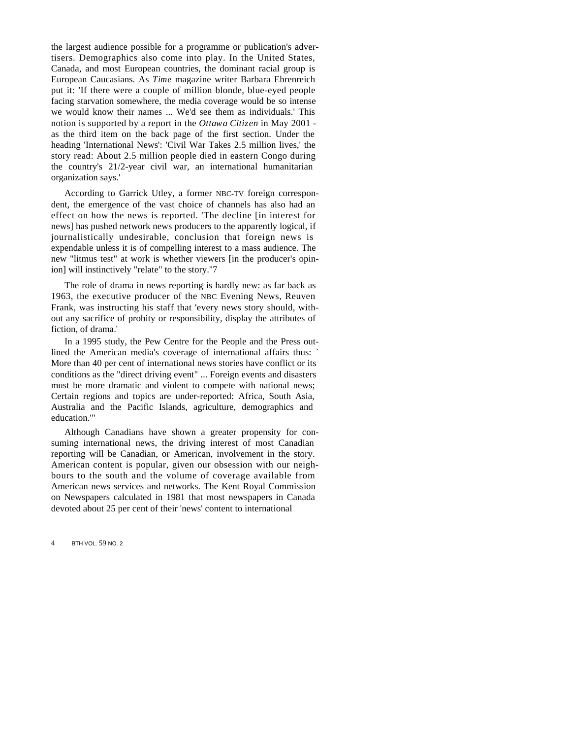the largest audience possible for a programme or publication's advertisers. Demographics also come into play. In the United States, Canada, and most European countries, the dominant racial group is European Caucasians. As *Time* magazine writer Barbara Ehrenreich put it: 'If there were a couple of million blonde, blue-eyed people facing starvation somewhere, the media coverage would be so intense we would know their names ... We'd see them as individuals.' This notion is supported by a report in the *Ottawa Citizen* in May 2001 - as the third item on the back page of the first section. Under the heading 'International News': 'Civil War Takes 2.5 million lives,' the story read: About 2.5 million people died in eastern Congo during the country's 21/2-year civil war, an international humanitarian organization says.'

According to Garrick Utley, a former NBC-TV foreign correspondent, the emergence of the vast choice of channels has also had an effect on how the news is reported. 'The decline [in interest for news] has pushed network news producers to the apparently logical, if journalistically undesirable, conclusion that foreign news is expendable unless it is of compelling interest to a mass audience. The new "litmus test" at work is whether viewers [in the producer's opinion] will instinctively "relate" to the story."7

The role of drama in news reporting is hardly new: as far back as 1963, the executive producer of the NBC Evening News, Reuven Frank, was instructing his staff that 'every news story should, without any sacrifice of probity or responsibility, display the attributes of fiction, of drama.'

In a 1995 study, the Pew Centre for the People and the Press outlined the American media's coverage of international affairs thus: ` More than 40 per cent of international news stories have conflict or its conditions as the "direct driving event" ... Foreign events and disasters must be more dramatic and violent to compete with national news; Certain regions and topics are under-reported: Africa, South Asia, Australia and the Pacific Islands, agriculture, demographics and education."'

Although Canadians have shown a greater propensity for consuming international news, the driving interest of most Canadian reporting will be Canadian, or American, involvement in the story. American content is popular, given our obsession with our neighbours to the south and the volume of coverage available from American news services and networks. The Kent Royal Commission on Newspapers calculated in 1981 that most newspapers in Canada devoted about 25 per cent of their 'news' content to international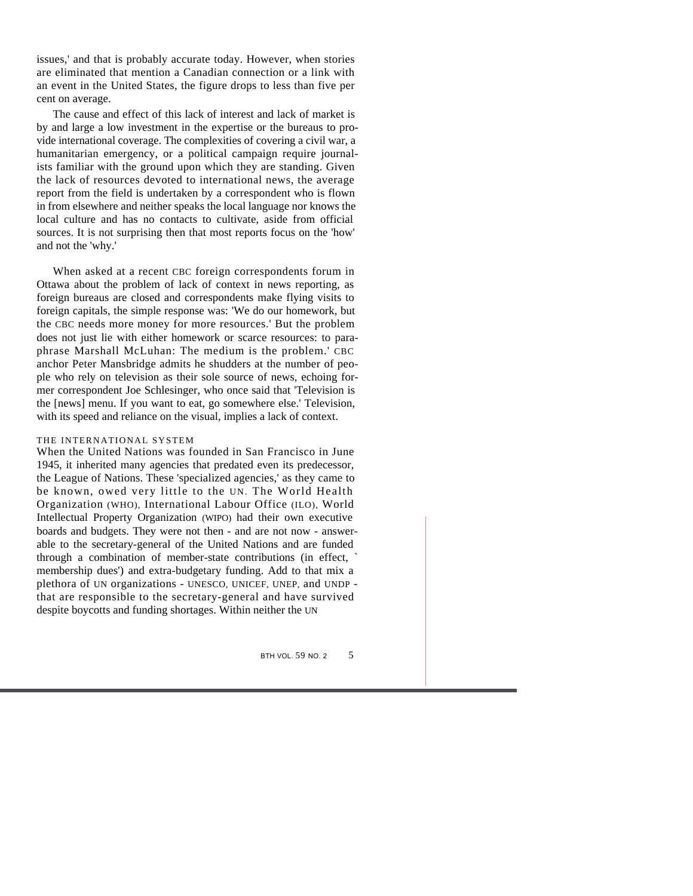issues,' and that is probably accurate today. However, when stories are eliminated that mention a Canadian connection or a link with an event in the United States, the figure drops to less than five per cent on average.

The cause and effect of this lack of interest and lack of market is by and large a low investment in the expertise or the bureaus to provide international coverage. The complexities of covering a civil war, a humanitarian emergency, or a political campaign require journalists familiar with the ground upon which they are standing. Given the lack of resources devoted to international news, the average report from the field is undertaken by a correspondent who is flown in from elsewhere and neither speaks the local language nor knows the local culture and has no contacts to cultivate, aside from official sources. It is not surprising then that most reports focus on the 'how' and not the 'why.'

When asked at a recent CBC foreign correspondents forum in Ottawa about the problem of lack of context in news reporting, as foreign bureaus are closed and correspondents make flying visits to foreign capitals, the simple response was: 'We do our homework, but the CBC needs more money for more resources.' But the problem does not just lie with either homework or scarce resources: to paraphrase Marshall McLuhan: The medium is the problem.' CBC anchor Peter Mansbridge admits he shudders at the number of people who rely on television as their sole source of news, echoing former correspondent Joe Schlesinger, who once said that 'Television is the [news] menu. If you want to eat, go somewhere else.' Television, with its speed and reliance on the visual, implies a lack of context.

## THE INTERNATIONAL SYSTEM

When the United Nations was founded in San Francisco in June 1945, it inherited many agencies that predated even its predecessor, the League of Nations. These 'specialized agencies,' as they came to be known, owed very little to the UN. The World Health Organization (WHO), International Labour Office (ILO), World Intellectual Property Organization (WIPO) had their own executive boards and budgets. They were not then - and are not now - answerable to the secretary-general of the United Nations and are funded through a combination of member-state contributions (in effect, `membership dues') and extra-budgetary funding. Add to that mix a plethora of UN organizations - UNESCO, UNICEF, UNEP, and UNDP - that are responsible to the secretary-general and have survived despite boycotts and funding shortages. Within neither the UN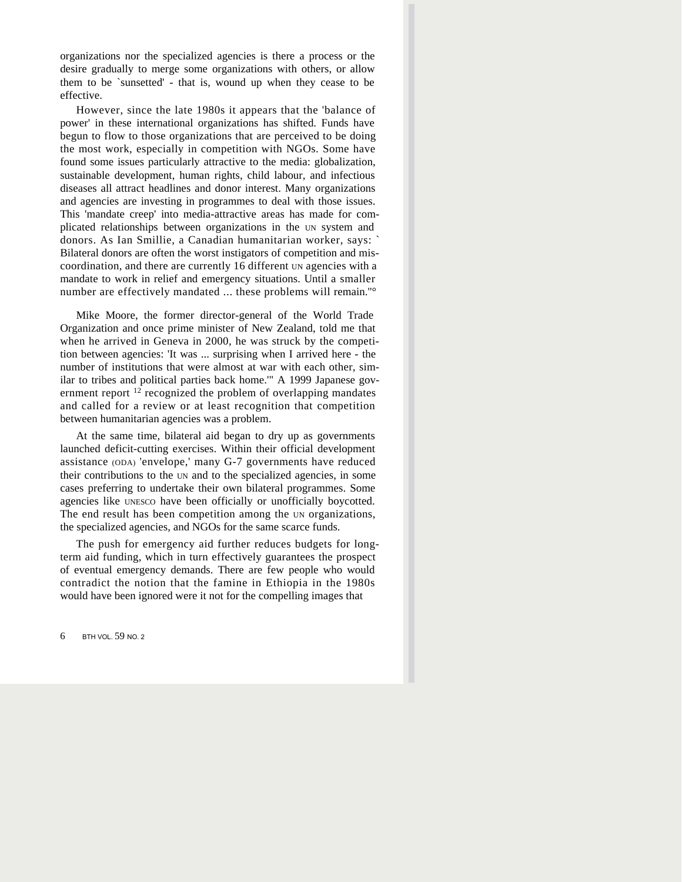organizations nor the specialized agencies is there a process or the desire gradually to merge some organizations with others, or allow them to be `sunsetted' - that is, wound up when they cease to be effective.

However, since the late 1980s it appears that the 'balance of power' in these international organizations has shifted. Funds have begun to flow to those organizations that are perceived to be doing the most work, especially in competition with NGOs. Some have found some issues particularly attractive to the media: globalization, sustainable development, human rights, child labour, and infectious diseases all attract headlines and donor interest. Many organizations and agencies are investing in programmes to deal with those issues. This 'mandate creep' into media-attractive areas has made for complicated relationships between organizations in the UN system and donors. As Ian Smillie, a Canadian humanitarian worker, says: ` Bilateral donors are often the worst instigators of competition and miscoordination, and there are currently 16 different UN agencies with a mandate to work in relief and emergency situations. Until a smaller number are effectively mandated ... these problems will remain."°

Mike Moore, the former director-general of the World Trade Organization and once prime minister of New Zealand, told me that when he arrived in Geneva in 2000, he was struck by the competition between agencies: 'It was ... surprising when I arrived here - the number of institutions that were almost at war with each other, similar to tribes and political parties back home.'" A 1999 Japanese government report [12] recognized the problem of overlapping mandates and called for a review or at least recognition that competition between humanitarian agencies was a problem.

At the same time, bilateral aid began to dry up as governments launched deficit-cutting exercises. Within their official development assistance (ODA) 'envelope,' many G-7 governments have reduced their contributions to the UN and to the specialized agencies, in some cases preferring to undertake their own bilateral programmes. Some agencies like UNESCO have been officially or unofficially boycotted. The end result has been competition among the UN organizations, the specialized agencies, and NGOs for the same scarce funds.

The push for emergency aid further reduces budgets for long-term aid funding, which in turn effectively guarantees the prospect of eventual emergency demands. There are few people who would contradict the notion that the famine in Ethiopia in the 1980s would have been ignored were it not for the compelling images that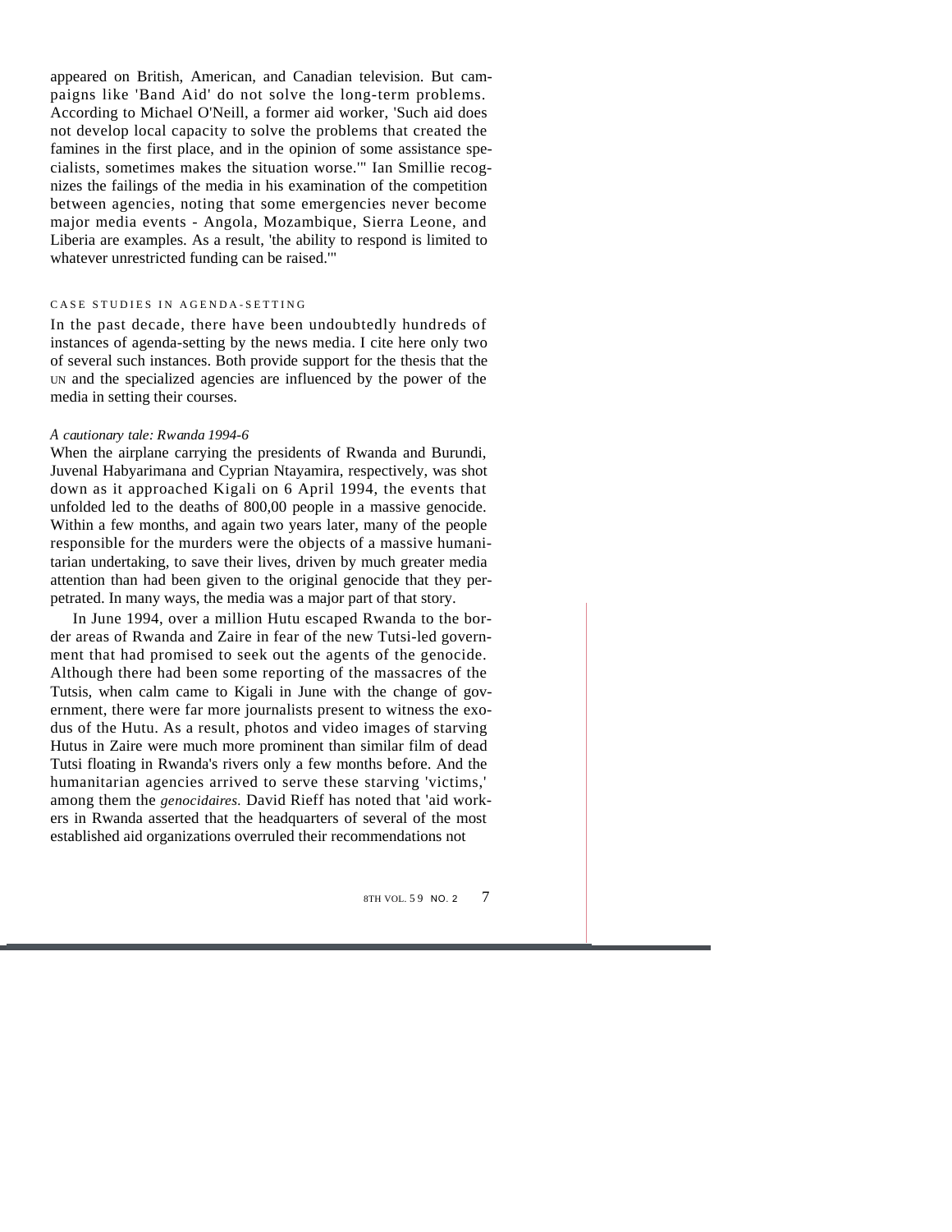appeared on British, American, and Canadian television. But campaigns like 'Band Aid' do not solve the long-term problems. According to Michael O'Neill, a former aid worker, 'Such aid does not develop local capacity to solve the problems that created the famines in the first place, and in the opinion of some assistance specialists, sometimes makes the situation worse.'" Ian Smillie recognizes the failings of the media in his examination of the competition between agencies, noting that some emergencies never become major media events - Angola, Mozambique, Sierra Leone, and Liberia are examples. As a result, 'the ability to respond is limited to whatever unrestricted funding can be raised.'"

## CASE STUDIES IN AGENDA-SETTING

In the past decade, there have been undoubtedly hundreds of instances of agenda-setting by the news media. I cite here only two of several such instances. Both provide support for the thesis that the UN and the specialized agencies are influenced by the power of the media in setting their courses.

### *A cautionary tale: Rwanda 1994-6*

When the airplane carrying the presidents of Rwanda and Burundi, Juvenal Habyarimana and Cyprian Ntayamira, respectively, was shot down as it approached Kigali on 6 April 1994, the events that unfolded led to the deaths of 800,00 people in a massive genocide. Within a few months, and again two years later, many of the people responsible for the murders were the objects of a massive humanitarian undertaking, to save their lives, driven by much greater media attention than had been given to the original genocide that they perpetrated. In many ways, the media was a major part of that story.

In June 1994, over a million Hutu escaped Rwanda to the border areas of Rwanda and Zaire in fear of the new Tutsi-led government that had promised to seek out the agents of the genocide. Although there had been some reporting of the massacres of the Tutsis, when calm came to Kigali in June with the change of government, there were far more journalists present to witness the exodus of the Hutu. As a result, photos and video images of starving Hutus in Zaire were much more prominent than similar film of dead Tutsi floating in Rwanda's rivers only a few months before. And the humanitarian agencies arrived to serve these starving 'victims,' among them the *genocidaires*. David Rieff has noted that 'aid workers in Rwanda asserted that the headquarters of several of the most established aid organizations overruled their recommendations not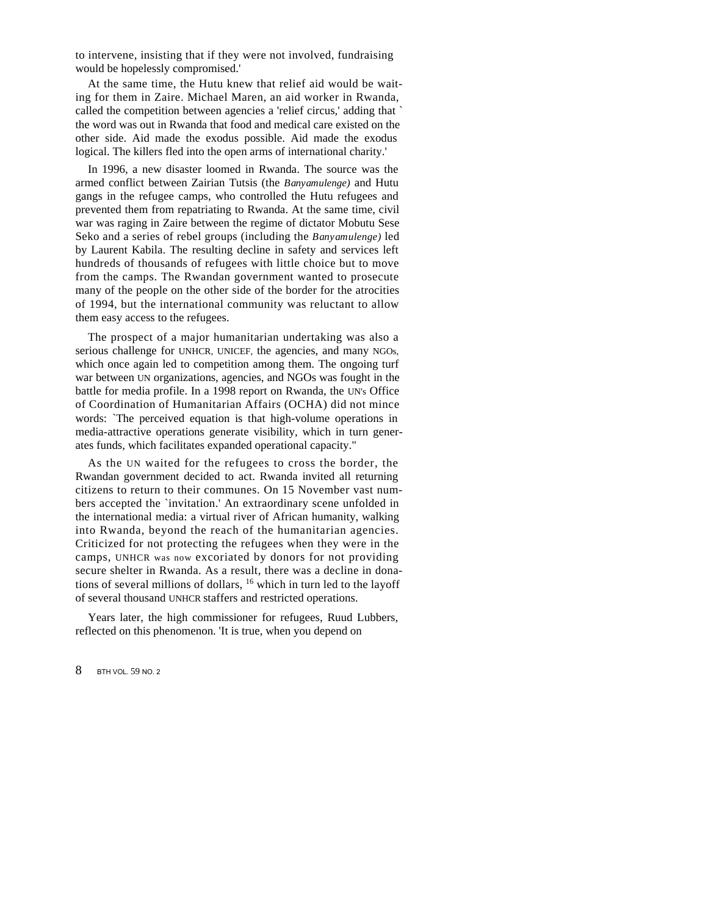to intervene, insisting that if they were not involved, fundraising would be hopelessly compromised.'

At the same time, the Hutu knew that relief aid would be waiting for them in Zaire. Michael Maren, an aid worker in Rwanda, called the competition between agencies a 'relief circus,' adding that `the word was out in Rwanda that food and medical care existed on the other side. Aid made the exodus possible. Aid made the exodus logical. The killers fled into the open arms of international charity.'

In 1996, a new disaster loomed in Rwanda. The source was the armed conflict between Zairian Tutsis (the *Banyamulenge)* and Hutu gangs in the refugee camps, who controlled the Hutu refugees and prevented them from repatriating to Rwanda. At the same time, civil war was raging in Zaire between the regime of dictator Mobutu Sese Seko and a series of rebel groups (including the *Banyamulenge)* led by Laurent Kabila. The resulting decline in safety and services left hundreds of thousands of refugees with little choice but to move from the camps. The Rwandan government wanted to prosecute many of the people on the other side of the border for the atrocities of 1994, but the international community was reluctant to allow them easy access to the refugees.

The prospect of a major humanitarian undertaking was also a serious challenge for UNHCR, UNICEF, the agencies, and many NGOs, which once again led to competition among them. The ongoing turf war between UN organizations, agencies, and NGOs was fought in the battle for media profile. In a 1998 report on Rwanda, the UN's Office of Coordination of Humanitarian Affairs (OCHA) did not mince words: `The perceived equation is that high-volume operations in media-attractive operations generate visibility, which in turn generates funds, which facilitates expanded operational capacity."

As the UN waited for the refugees to cross the border, the Rwandan government decided to act. Rwanda invited all returning citizens to return to their communes. On 15 November vast numbers accepted the `invitation.' An extraordinary scene unfolded in the international media: a virtual river of African humanity, walking into Rwanda, beyond the reach of the humanitarian agencies. Criticized for not protecting the refugees when they were in the camps, UNHCR was now excoriated by donors for not providing secure shelter in Rwanda. As a result, there was a decline in donations of several millions of dollars, [16] which in turn led to the layoff of several thousand UNHCR staffers and restricted operations.

Years later, the high commissioner for refugees, Ruud Lubbers, reflected on this phenomenon. 'It is true, when you depend on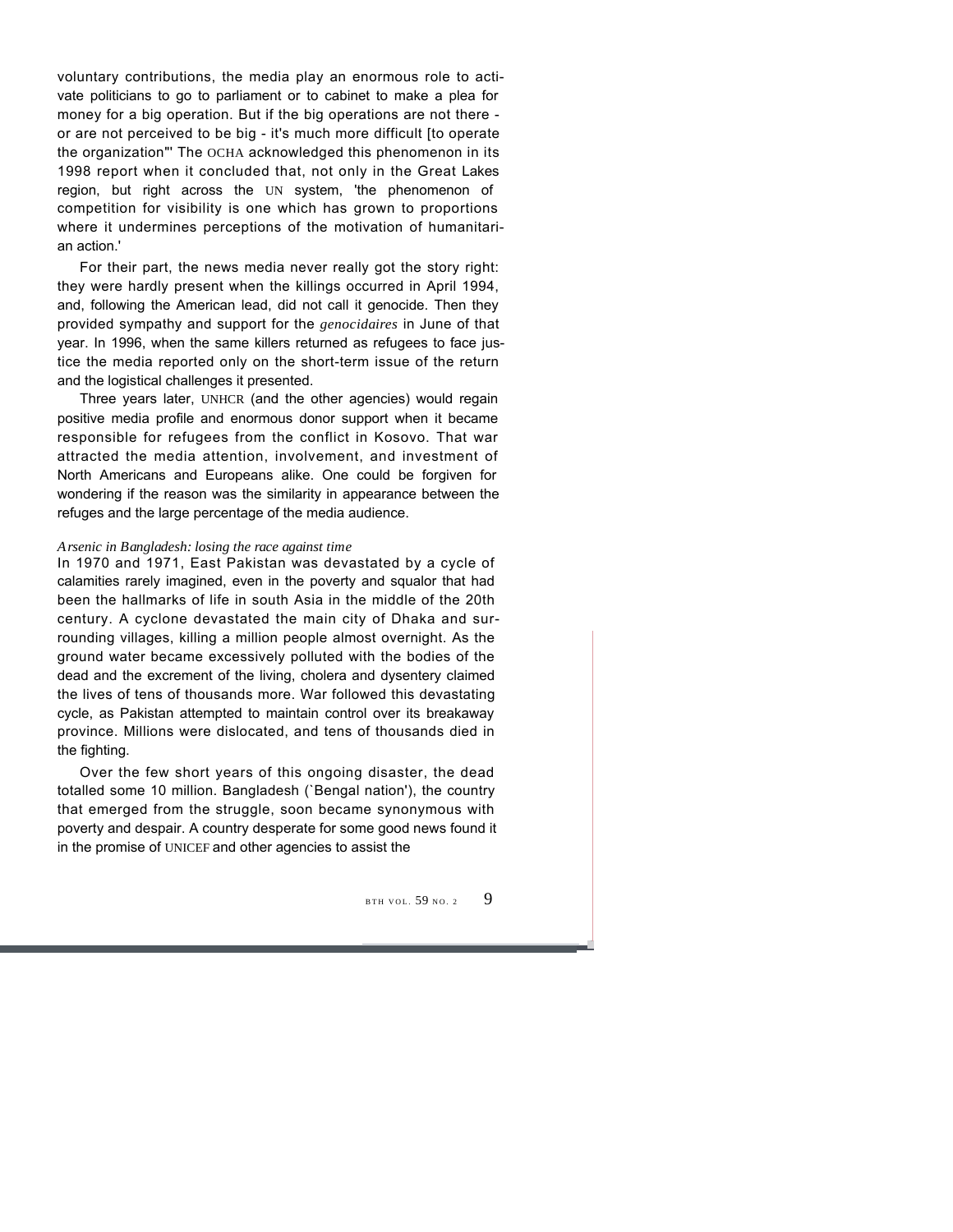voluntary contributions, the media play an enormous role to activate politicians to go to parliament or to cabinet to make a plea for money for a big operation. But if the big operations are not there - or are not perceived to be big - it's much more difficult [to operate the organization"' The OCHA acknowledged this phenomenon in its 1998 report when it concluded that, not only in the Great Lakes region, but right across the UN system, 'the phenomenon of competition for visibility is one which has grown to proportions where it undermines perceptions of the motivation of humanitarian action.'

For their part, the news media never really got the story right: they were hardly present when the killings occurred in April 1994, and, following the American lead, did not call it genocide. Then they provided sympathy and support for the *genocidaires* in June of that year. In 1996, when the same killers returned as refugees to face justice the media reported only on the short-term issue of the return and the logistical challenges it presented.

Three years later, UNHCR (and the other agencies) would regain positive media profile and enormous donor support when it became responsible for refugees from the conflict in Kosovo. That war attracted the media attention, involvement, and investment of North Americans and Europeans alike. One could be forgiven for wondering if the reason was the similarity in appearance between the refuges and the large percentage of the media audience.

### *Arsenic in Bangladesh: losing the race against time*

In 1970 and 1971, East Pakistan was devastated by a cycle of calamities rarely imagined, even in the poverty and squalor that had been the hallmarks of life in south Asia in the middle of the 20th century. A cyclone devastated the main city of Dhaka and surrounding villages, killing a million people almost overnight. As the ground water became excessively polluted with the bodies of the dead and the excrement of the living, cholera and dysentery claimed the lives of tens of thousands more. War followed this devastating cycle, as Pakistan attempted to maintain control over its breakaway province. Millions were dislocated, and tens of thousands died in the fighting.

Over the few short years of this ongoing disaster, the dead totalled some 10 million. Bangladesh (`Bengal nation'), the country that emerged from the struggle, soon became synonymous with poverty and despair. A country desperate for some good news found it in the promise of UNICEF and other agencies to assist the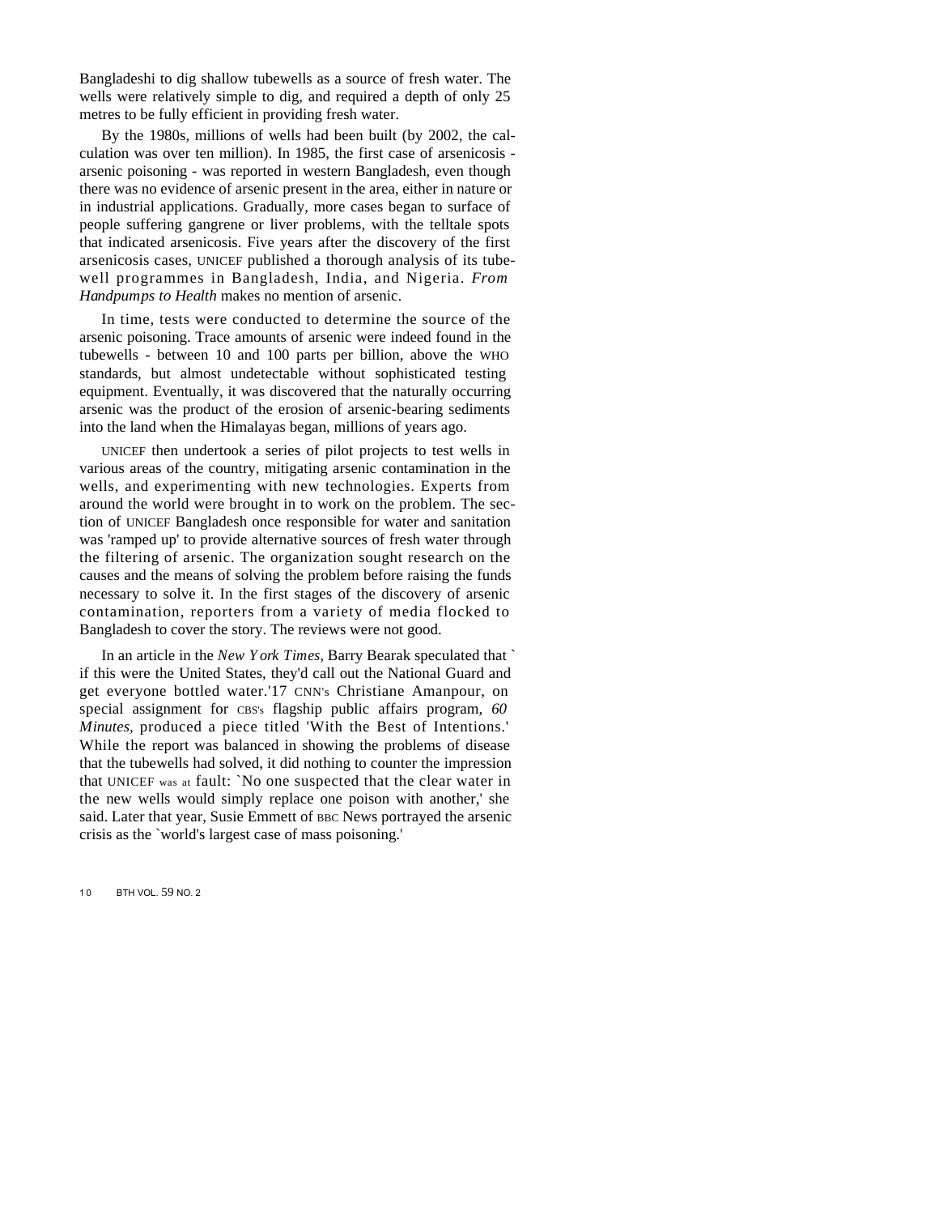Bangladeshi to dig shallow tubewells as a source of fresh water. The wells were relatively simple to dig, and required a depth of only 25 metres to be fully efficient in providing fresh water.

By the 1980s, millions of wells had been built (by 2002, the calculation was over ten million). In 1985, the first case of arsenicosis - arsenic poisoning - was reported in western Bangladesh, even though there was no evidence of arsenic present in the area, either in nature or in industrial applications. Gradually, more cases began to surface of people suffering gangrene or liver problems, with the telltale spots that indicated arsenicosis. Five years after the discovery of the first arsenicosis cases, UNICEF published a thorough analysis of its tubewell programmes in Bangladesh, India, and Nigeria. *From Handpumps to Health* makes no mention of arsenic.

In time, tests were conducted to determine the source of the arsenic poisoning. Trace amounts of arsenic were indeed found in the tubewells - between 10 and 100 parts per billion, above the WHO standards, but almost undetectable without sophisticated testing equipment. Eventually, it was discovered that the naturally occurring arsenic was the product of the erosion of arsenic-bearing sediments into the land when the Himalayas began, millions of years ago.

UNICEF then undertook a series of pilot projects to test wells in various areas of the country, mitigating arsenic contamination in the wells, and experimenting with new technologies. Experts from around the world were brought in to work on the problem. The section of UNICEF Bangladesh once responsible for water and sanitation was 'ramped up' to provide alternative sources of fresh water through the filtering of arsenic. The organization sought research on the causes and the means of solving the problem before raising the funds necessary to solve it. In the first stages of the discovery of arsenic contamination, reporters from a variety of media flocked to Bangladesh to cover the story. The reviews were not good.

In an article in the *New York Times,* Barry Bearak speculated that `if this were the United States, they'd call out the National Guard and get everyone bottled water.'[17] CNN's Christiane Amanpour, on special assignment for CBS's flagship public affairs program, *60 Minutes,* produced a piece titled 'With the Best of Intentions.' While the report was balanced in showing the problems of disease that the tubewells had solved, it did nothing to counter the impression that UNICEF was at fault: `No one suspected that the clear water in the new wells would simply replace one poison with another,' she said. Later that year, Susie Emmett of BBC News portrayed the arsenic crisis as the `world's largest case of mass poisoning.'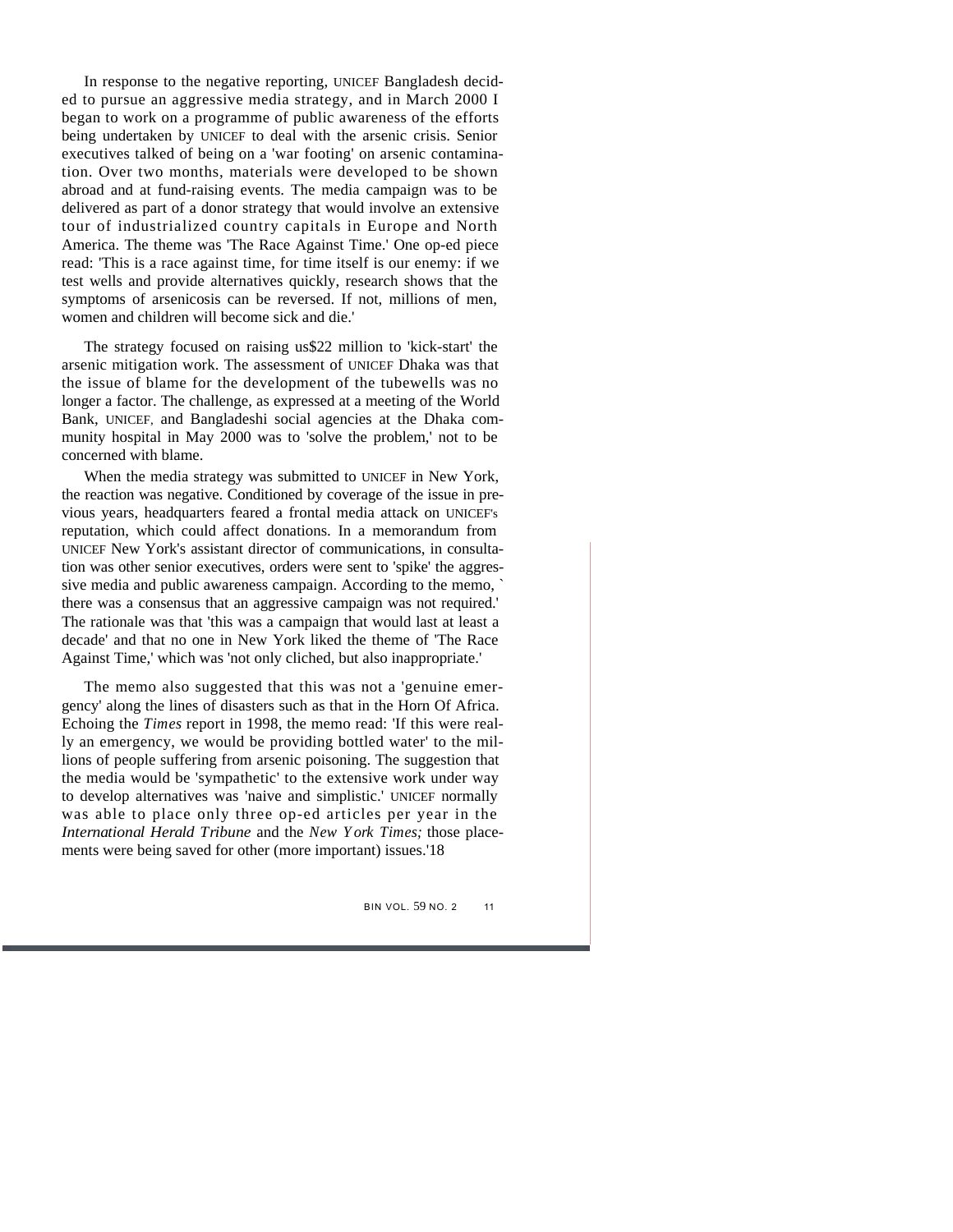In response to the negative reporting, UNICEF Bangladesh decided to pursue an aggressive media strategy, and in March 2000 I began to work on a programme of public awareness of the efforts being undertaken by UNICEF to deal with the arsenic crisis. Senior executives talked of being on a 'war footing' on arsenic contamination. Over two months, materials were developed to be shown abroad and at fund-raising events. The media campaign was to be delivered as part of a donor strategy that would involve an extensive tour of industrialized country capitals in Europe and North America. The theme was 'The Race Against Time.' One op-ed piece read: 'This is a race against time, for time itself is our enemy: if we test wells and provide alternatives quickly, research shows that the symptoms of arsenicosis can be reversed. If not, millions of men, women and children will become sick and die.'

The strategy focused on raising us$22 million to 'kick-start' the arsenic mitigation work. The assessment of UNICEF Dhaka was that the issue of blame for the development of the tubewells was no longer a factor. The challenge, as expressed at a meeting of the World Bank, UNICEF, and Bangladeshi social agencies at the Dhaka community hospital in May 2000 was to 'solve the problem,' not to be concerned with blame.

When the media strategy was submitted to UNICEF in New York, the reaction was negative. Conditioned by coverage of the issue in previous years, headquarters feared a frontal media attack on UNICEF's reputation, which could affect donations. In a memorandum from UNICEF New York's assistant director of communications, in consultation was other senior executives, orders were sent to 'spike' the aggressive media and public awareness campaign. According to the memo, `there was a consensus that an aggressive campaign was not required.' The rationale was that 'this was a campaign that would last at least a decade' and that no one in New York liked the theme of 'The Race Against Time,' which was 'not only cliched, but also inappropriate.'

The memo also suggested that this was not a 'genuine emergency' along the lines of disasters such as that in the Horn Of Africa. Echoing the *Times* report in 1998, the memo read: 'If this were really an emergency, we would be providing bottled water' to the millions of people suffering from arsenic poisoning. The suggestion that the media would be 'sympathetic' to the extensive work under way to develop alternatives was 'naive and simplistic.' UNICEF normally was able to place only three op-ed articles per year in the *International Herald Tribune* and the *New York Times;* those placements were being saved for other (more important) issues.'[18]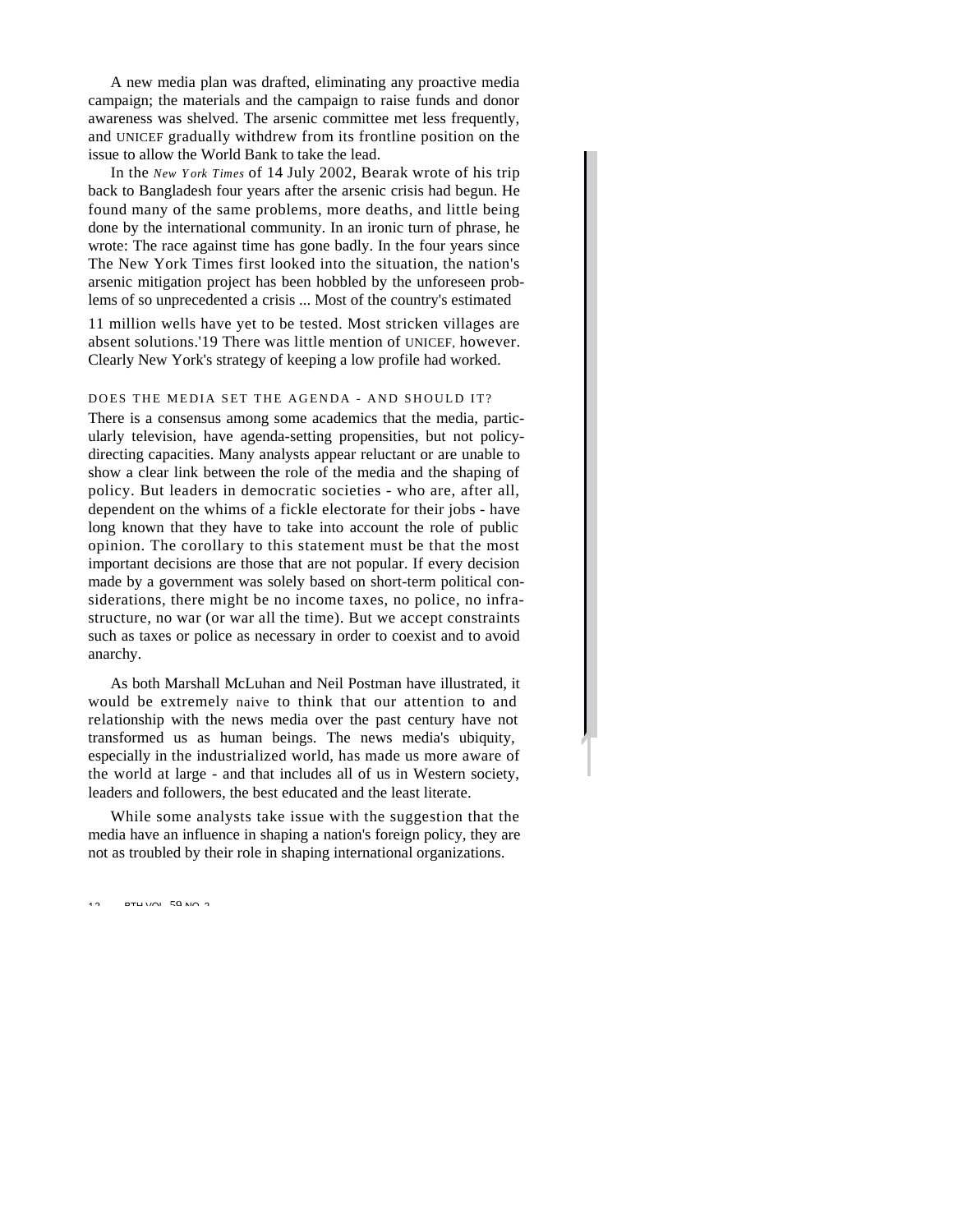A new media plan was drafted, eliminating any proactive media campaign; the materials and the campaign to raise funds and donor awareness was shelved. The arsenic committee met less frequently, and UNICEF gradually withdrew from its frontline position on the issue to allow the World Bank to take the lead.

In the *New York Times* of 14 July 2002, Bearak wrote of his trip back to Bangladesh four years after the arsenic crisis had begun. He found many of the same problems, more deaths, and little being done by the international community. In an ironic turn of phrase, he wrote: The race against time has gone badly. In the four years since The New York Times first looked into the situation, the nation's arsenic mitigation project has been hobbled by the unforeseen problems of so unprecedented a crisis ... Most of the country's estimated 11 million wells have yet to be tested. Most stricken villages are absent solutions.'19 There was little mention of UNICEF, however. Clearly New York's strategy of keeping a low profile had worked.

## DOES THE MEDIA SET THE AGENDA - AND SHOULD IT?

There is a consensus among some academics that the media, particularly television, have agenda-setting propensities, but not policy-directing capacities. Many analysts appear reluctant or are unable to show a clear link between the role of the media and the shaping of policy. But leaders in democratic societies - who are, after all, dependent on the whims of a fickle electorate for their jobs - have long known that they have to take into account the role of public opinion. The corollary to this statement must be that the most important decisions are those that are not popular. If every decision made by a government was solely based on short-term political considerations, there might be no income taxes, no police, no infrastructure, no war (or war all the time). But we accept constraints such as taxes or police as necessary in order to coexist and to avoid anarchy.

As both Marshall McLuhan and Neil Postman have illustrated, it would be extremely naive to think that our attention to and relationship with the news media over the past century have not transformed us as human beings. The news media's ubiquity, especially in the industrialized world, has made us more aware of the world at large - and that includes all of us in Western society, leaders and followers, the best educated and the least literate.

While some analysts take issue with the suggestion that the media have an influence in shaping a nation's foreign policy, they are not as troubled by their role in shaping international organizations.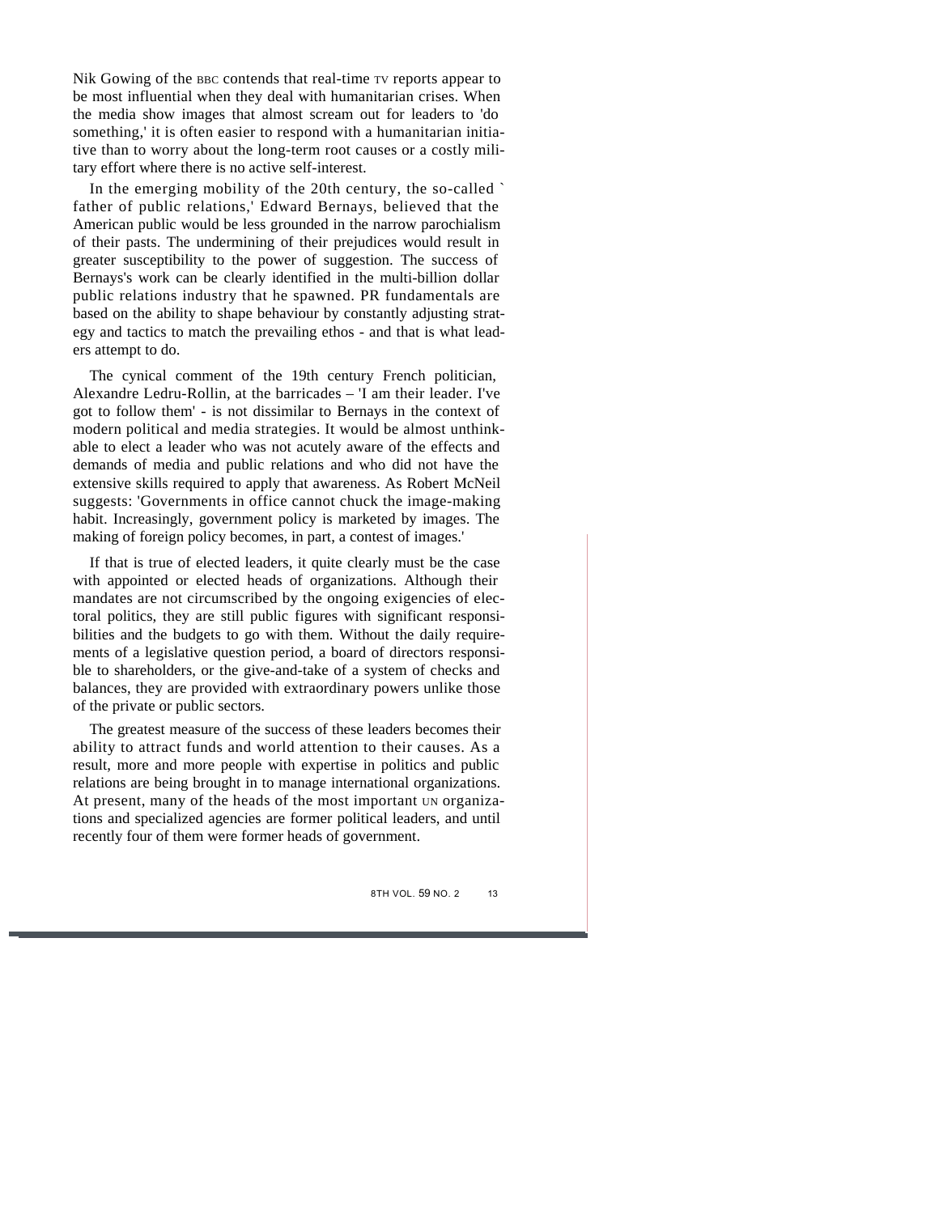Nik Gowing of the BBC contends that real-time TV reports appear to be most influential when they deal with humanitarian crises. When the media show images that almost scream out for leaders to 'do something,' it is often easier to respond with a humanitarian initiative than to worry about the long-term root causes or a costly military effort where there is no active self-interest.

In the emerging mobility of the 20th century, the so-called `father of public relations,' Edward Bernays, believed that the American public would be less grounded in the narrow parochialism of their pasts. The undermining of their prejudices would result in greater susceptibility to the power of suggestion. The success of Bernays's work can be clearly identified in the multi-billion dollar public relations industry that he spawned. PR fundamentals are based on the ability to shape behaviour by constantly adjusting strategy and tactics to match the prevailing ethos - and that is what leaders attempt to do.

The cynical comment of the 19th century French politician, Alexandre Ledru-Rollin, at the barricades – 'I am their leader. I've got to follow them' - is not dissimilar to Bernays in the context of modern political and media strategies. It would be almost unthinkable to elect a leader who was not acutely aware of the effects and demands of media and public relations and who did not have the extensive skills required to apply that awareness. As Robert McNeil suggests: 'Governments in office cannot chuck the image-making habit. Increasingly, government policy is marketed by images. The making of foreign policy becomes, in part, a contest of images.'

If that is true of elected leaders, it quite clearly must be the case with appointed or elected heads of organizations. Although their mandates are not circumscribed by the ongoing exigencies of electoral politics, they are still public figures with significant responsibilities and the budgets to go with them. Without the daily requirements of a legislative question period, a board of directors responsible to shareholders, or the give-and-take of a system of checks and balances, they are provided with extraordinary powers unlike those of the private or public sectors.

The greatest measure of the success of these leaders becomes their ability to attract funds and world attention to their causes. As a result, more and more people with expertise in politics and public relations are being brought in to manage international organizations. At present, many of the heads of the most important UN organizations and specialized agencies are former political leaders, and until recently four of them were former heads of government.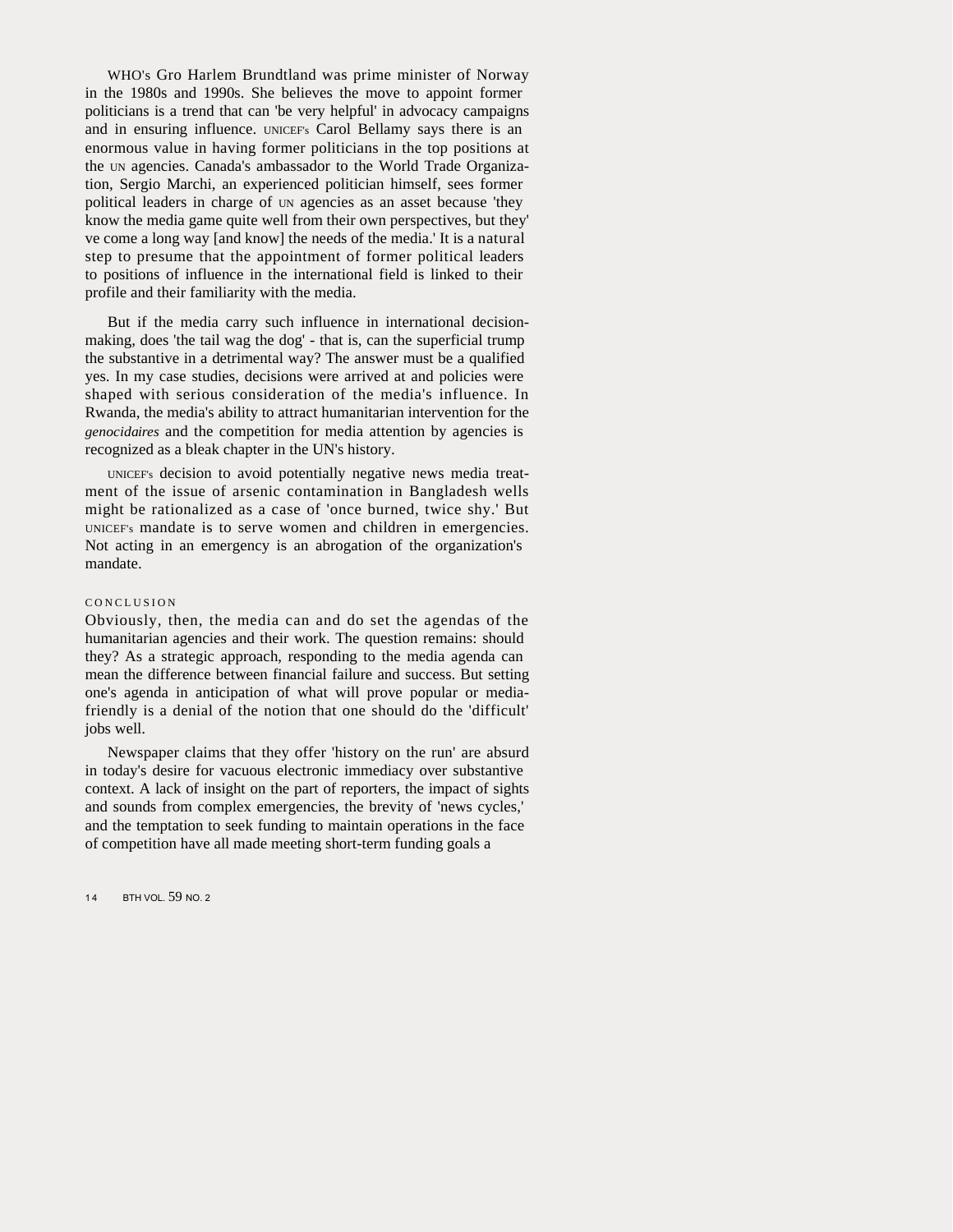WHO's Gro Harlem Brundtland was prime minister of Norway in the 1980s and 1990s. She believes the move to appoint former politicians is a trend that can 'be very helpful' in advocacy campaigns and in ensuring influence. UNICEF's Carol Bellamy says there is an enormous value in having former politicians in the top positions at the UN agencies. Canada's ambassador to the World Trade Organization, Sergio Marchi, an experienced politician himself, sees former political leaders in charge of UN agencies as an asset because 'they know the media game quite well from their own perspectives, but they've come a long way [and know] the needs of the media.' It is a natural step to presume that the appointment of former political leaders to positions of influence in the international field is linked to their profile and their familiarity with the media.

But if the media carry such influence in international decision-making, does 'the tail wag the dog' - that is, can the superficial trump the substantive in a detrimental way? The answer must be a qualified yes. In my case studies, decisions were arrived at and policies were shaped with serious consideration of the media's influence. In Rwanda, the media's ability to attract humanitarian intervention for the *genocidaires* and the competition for media attention by agencies is recognized as a bleak chapter in the UN's history.

UNICEF's decision to avoid potentially negative news media treatment of the issue of arsenic contamination in Bangladesh wells might be rationalized as a case of 'once burned, twice shy.' But UNICEF's mandate is to serve women and children in emergencies. Not acting in an emergency is an abrogation of the organization's mandate.

## CONCLUSION

Obviously, then, the media can and do set the agendas of the humanitarian agencies and their work. The question remains: should they? As a strategic approach, responding to the media agenda can mean the difference between financial failure and success. But setting one's agenda in anticipation of what will prove popular or media-friendly is a denial of the notion that one should do the 'difficult' jobs well.

Newspaper claims that they offer 'history on the run' are absurd in today's desire for vacuous electronic immediacy over substantive context. A lack of insight on the part of reporters, the impact of sights and sounds from complex emergencies, the brevity of 'news cycles,' and the temptation to seek funding to maintain operations in the face of competition have all made meeting short-term funding goals a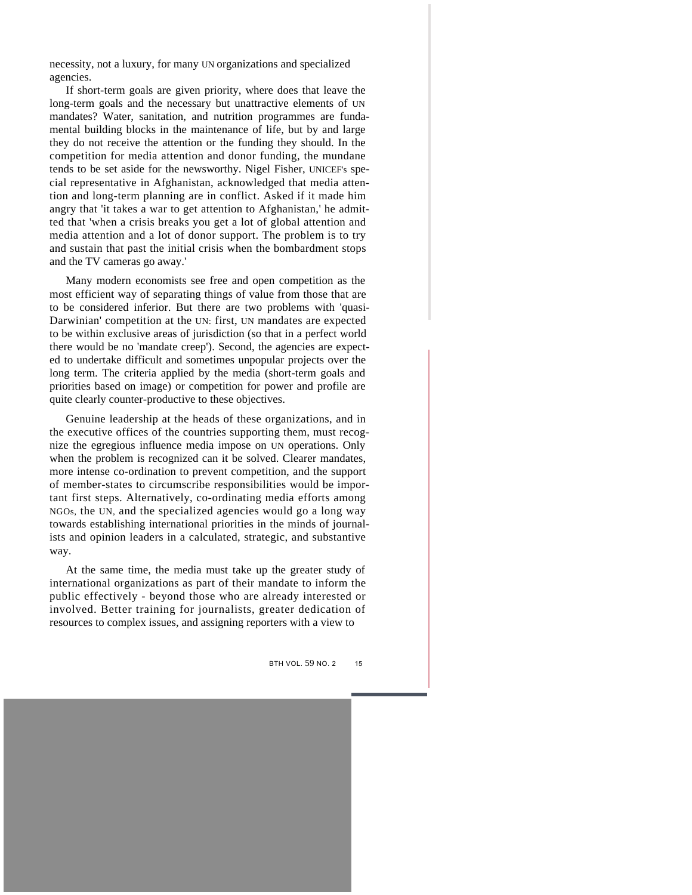necessity, not a luxury, for many UN organizations and specialized agencies.

If short-term goals are given priority, where does that leave the long-term goals and the necessary but unattractive elements of UN mandates? Water, sanitation, and nutrition programmes are fundamental building blocks in the maintenance of life, but by and large they do not receive the attention or the funding they should. In the competition for media attention and donor funding, the mundane tends to be set aside for the newsworthy. Nigel Fisher, UNICEF's special representative in Afghanistan, acknowledged that media attention and long-term planning are in conflict. Asked if it made him angry that 'it takes a war to get attention to Afghanistan,' he admitted that 'when a crisis breaks you get a lot of global attention and media attention and a lot of donor support. The problem is to try and sustain that past the initial crisis when the bombardment stops and the TV cameras go away.'

Many modern economists see free and open competition as the most efficient way of separating things of value from those that are to be considered inferior. But there are two problems with 'quasi-Darwinian' competition at the UN: first, UN mandates are expected to be within exclusive areas of jurisdiction (so that in a perfect world there would be no 'mandate creep'). Second, the agencies are expected to undertake difficult and sometimes unpopular projects over the long term. The criteria applied by the media (short-term goals and priorities based on image) or competition for power and profile are quite clearly counter-productive to these objectives.

Genuine leadership at the heads of these organizations, and in the executive offices of the countries supporting them, must recognize the egregious influence media impose on UN operations. Only when the problem is recognized can it be solved. Clearer mandates, more intense co-ordination to prevent competition, and the support of member-states to circumscribe responsibilities would be important first steps. Alternatively, co-ordinating media efforts among NGOs, the UN, and the specialized agencies would go a long way towards establishing international priorities in the minds of journalists and opinion leaders in a calculated, strategic, and substantive way.

At the same time, the media must take up the greater study of international organizations as part of their mandate to inform the public effectively - beyond those who are already interested or involved. Better training for journalists, greater dedication of resources to complex issues, and assigning reporters with a view to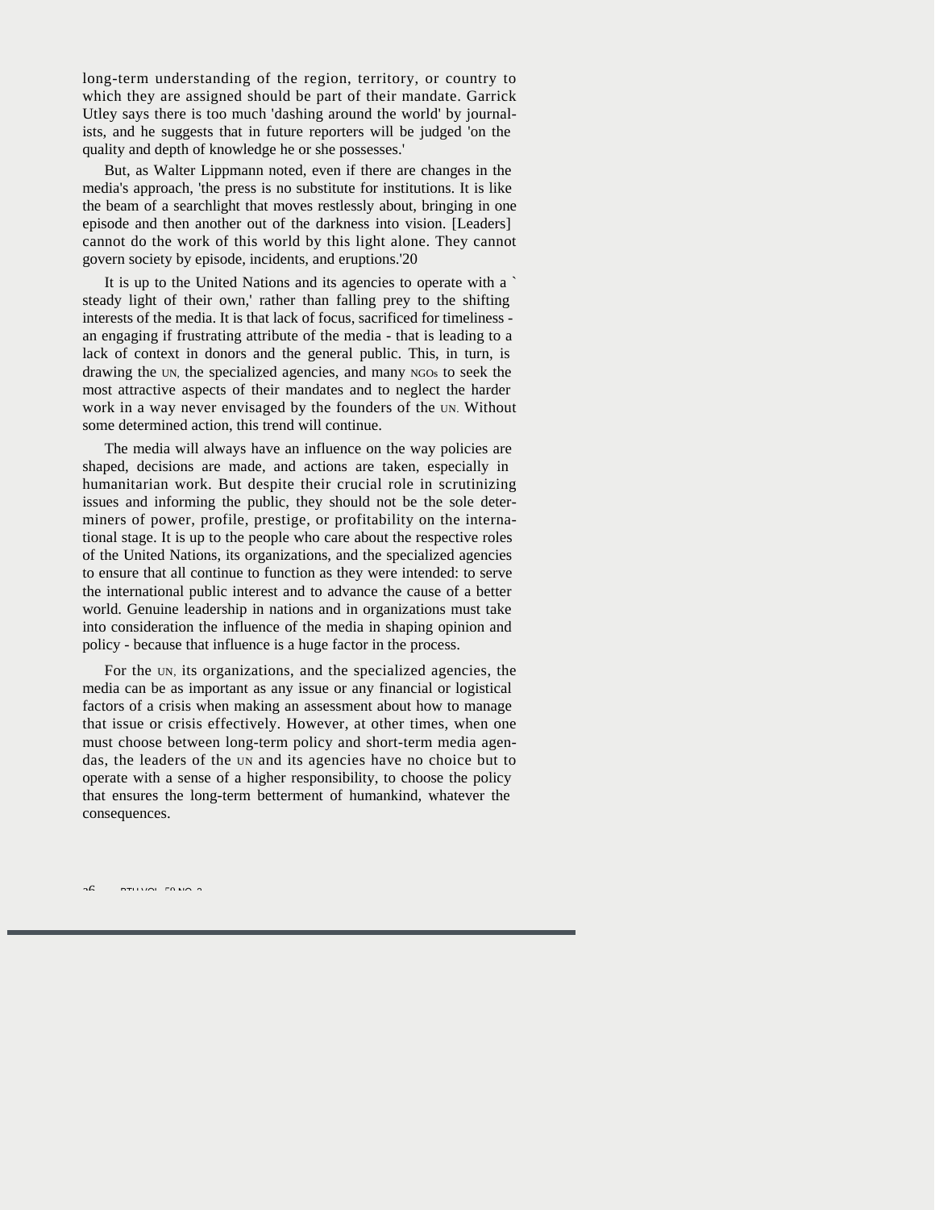long-term understanding of the region, territory, or country to which they are assigned should be part of their mandate. Garrick Utley says there is too much 'dashing around the world' by journalists, and he suggests that in future reporters will be judged 'on the quality and depth of knowledge he or she possesses.'

But, as Walter Lippmann noted, even if there are changes in the media's approach, 'the press is no substitute for institutions. It is like the beam of a searchlight that moves restlessly about, bringing in one episode and then another out of the darkness into vision. [Leaders] cannot do the work of this world by this light alone. They cannot govern society by episode, incidents, and eruptions.'[20]

It is up to the United Nations and its agencies to operate with a 'steady light of their own,' rather than falling prey to the shifting interests of the media. It is that lack of focus, sacrificed for timeliness - an engaging if frustrating attribute of the media - that is leading to a lack of context in donors and the general public. This, in turn, is drawing the UN, the specialized agencies, and many NGOs to seek the most attractive aspects of their mandates and to neglect the harder work in a way never envisaged by the founders of the UN. Without some determined action, this trend will continue.

The media will always have an influence on the way policies are shaped, decisions are made, and actions are taken, especially in humanitarian work. But despite their crucial role in scrutinizing issues and informing the public, they should not be the sole determiners of power, profile, prestige, or profitability on the international stage. It is up to the people who care about the respective roles of the United Nations, its organizations, and the specialized agencies to ensure that all continue to function as they were intended: to serve the international public interest and to advance the cause of a better world. Genuine leadership in nations and in organizations must take into consideration the influence of the media in shaping opinion and policy - because that influence is a huge factor in the process.

For the UN, its organizations, and the specialized agencies, the media can be as important as any issue or any financial or logistical factors of a crisis when making an assessment about how to manage that issue or crisis effectively. However, at other times, when one must choose between long-term policy and short-term media agendas, the leaders of the UN and its agencies have no choice but to operate with a sense of a higher responsibility, to choose the policy that ensures the long-term betterment of humankind, whatever the consequences.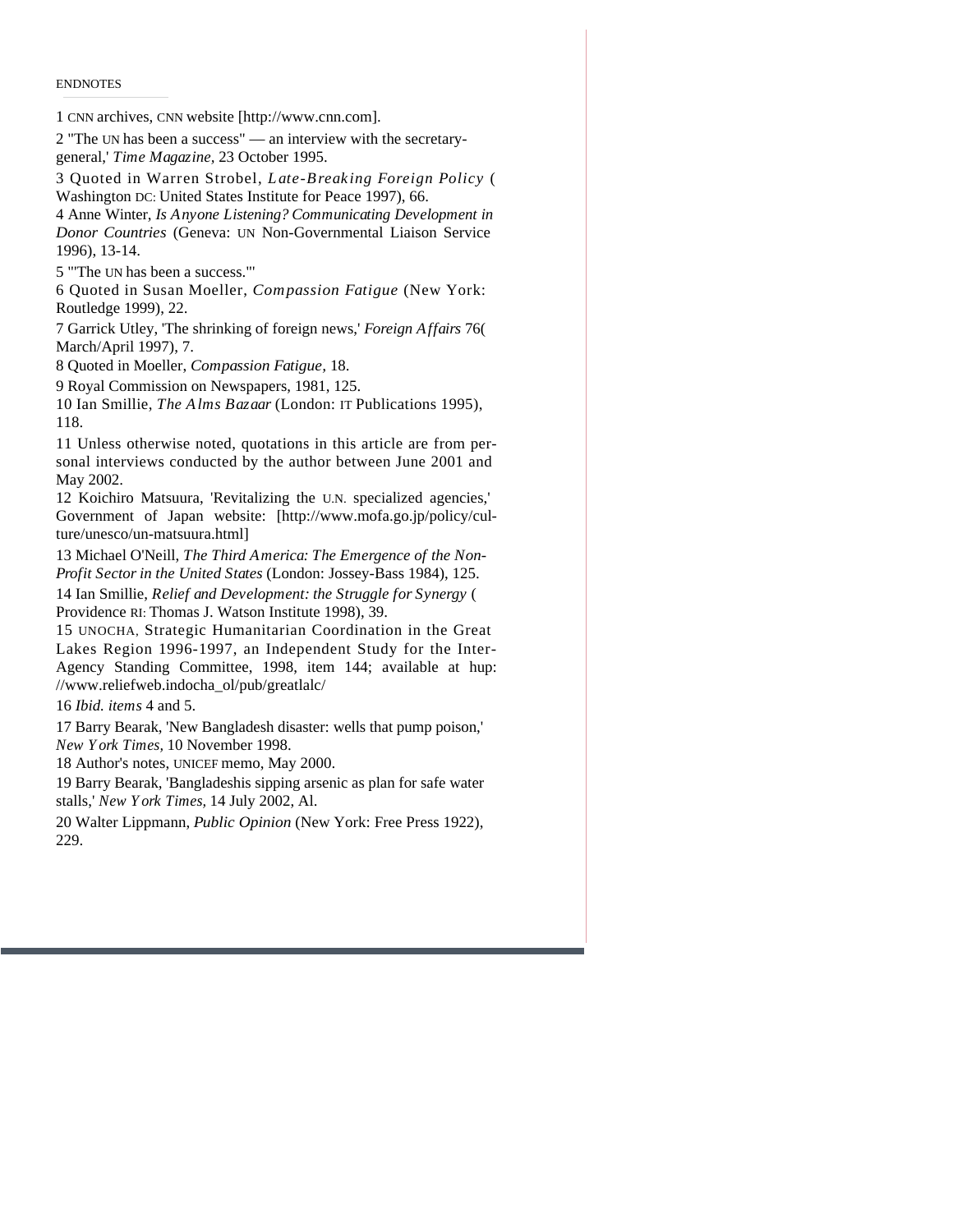## ENDNOTES

1 CNN archives, CNN website [http://www.cnn.com].

2 "The UN has been a success" — an interview with the secretary-general,' *Time Magazine*, 23 October 1995.

3 Quoted in Warren Strobel, *Late-Breaking Foreign Policy* (Washington DC: United States Institute for Peace 1997), 66.

4 Anne Winter, *Is Anyone Listening? Communicating Development in Donor Countries* (Geneva: UN Non-Governmental Liaison Service 1996), 13-14.

5 "'The UN has been a success.'"

6 Quoted in Susan Moeller, *Compassion Fatigue* (New York: Routledge 1999), 22.

7 Garrick Utley, 'The shrinking of foreign news,' *Foreign Affairs* 76( March/April 1997), 7.

8 Quoted in Moeller, *Compassion Fatigue*, 18.

9 Royal Commission on Newspapers, 1981, 125.

10 Ian Smillie, *The Alms Bazaar* (London: IT Publications 1995), 118.

11 Unless otherwise noted, quotations in this article are from personal interviews conducted by the author between June 2001 and May 2002.

12 Koichiro Matsuura, 'Revitalizing the U.N. specialized agencies,' Government of Japan website: [http://www.mofa.go.jp/policy/culture/unesco/un-matsuura.html]

13 Michael O'Neill, *The Third America: The Emergence of the Non-Profit Sector in the United States* (London: Jossey-Bass 1984), 125.

14 Ian Smillie, *Relief and Development: the Struggle for Synergy* ( Providence RI: Thomas J. Watson Institute 1998), 39.

15 UNOCHA, Strategic Humanitarian Coordination in the Great Lakes Region 1996-1997, an Independent Study for the Inter-Agency Standing Committee, 1998, item 144; available at hup: //www.reliefweb.indocha_ol/pub/greatlalc/

16 *Ibid. items* 4 and 5.

17 Barry Bearak, 'New Bangladesh disaster: wells that pump poison,' *New York Times*, 10 November 1998.

18 Author's notes, UNICEF memo, May 2000.

19 Barry Bearak, 'Bangladeshis sipping arsenic as plan for safe water stalls,' *New York Times*, 14 July 2002, Al.

20 Walter Lippmann, *Public Opinion* (New York: Free Press 1922), 229.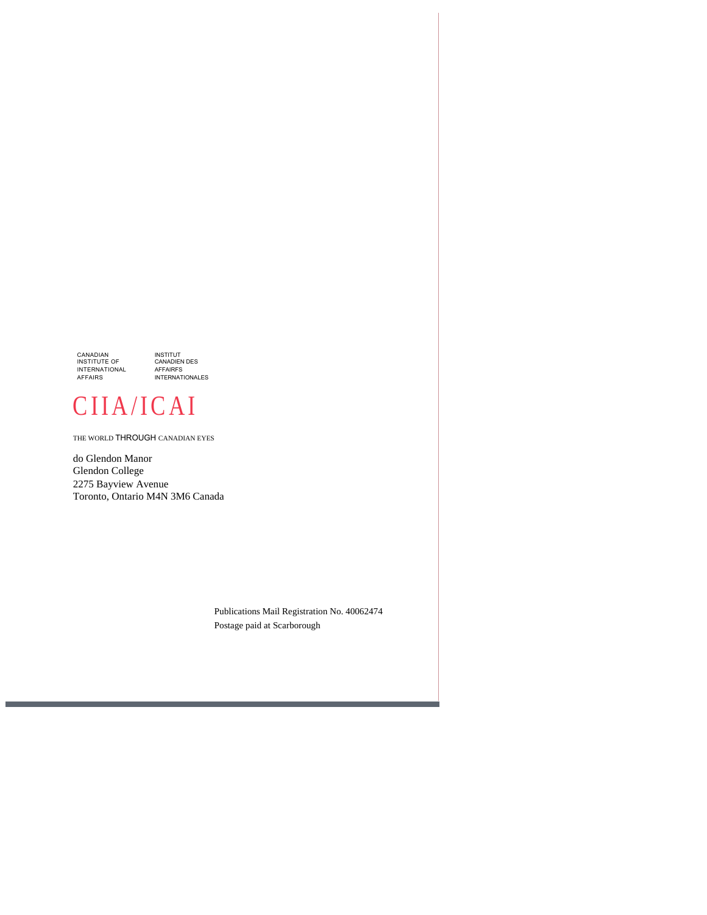CANADIAN
INSTITUTE OF
INTERNATIONAL
AFFAIRS

INSTITUT
CANADIEN DES
AFFAIRFS
INTERNATIONALES

# CIIA/ICAI

THE WORLD THROUGH CANADIAN EYES

do Glendon Manor
Glendon College
2275 Bayview Avenue
Toronto, Ontario M4N 3M6 Canada

Publications Mail Registration No. 40062474
Postage paid at Scarborough